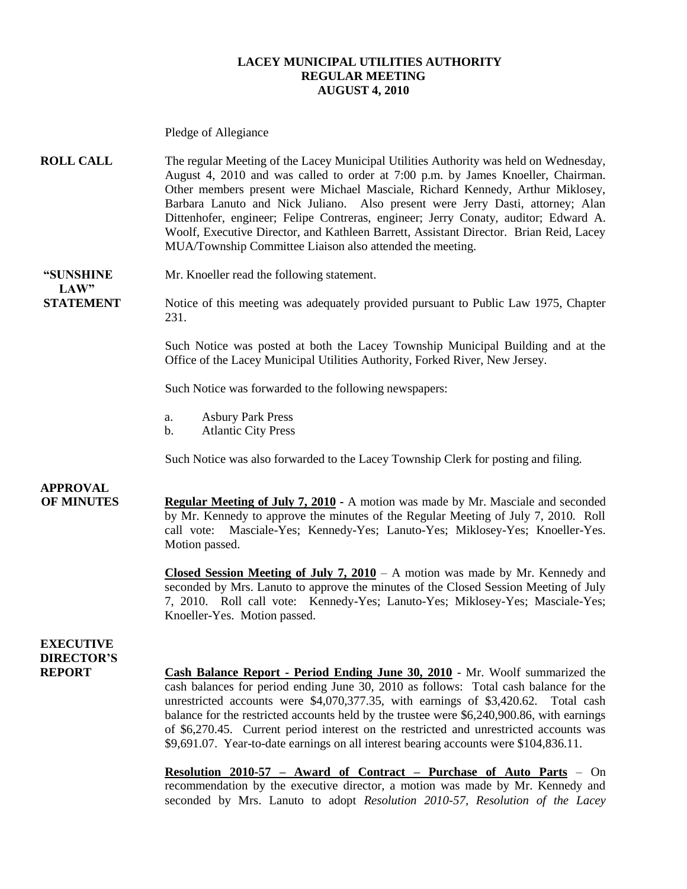# LACEY MUNICIPAL UTILITIES AUTHORITY
## REGULAR MEETING
## AUGUST 4, 2010

Pledge of Allegiance

**ROLL CALL**

The regular Meeting of the Lacey Municipal Utilities Authority was held on Wednesday, August 4, 2010 and was called to order at 7:00 p.m. by James Knoeller, Chairman. Other members present were Michael Masciale, Richard Kennedy, Arthur Miklosey, Barbara Lanuto and Nick Juliano. Also present were Jerry Dasti, attorney; Alan Dittenhofer, engineer; Felipe Contreras, engineer; Jerry Conaty, auditor; Edward A. Woolf, Executive Director, and Kathleen Barrett, Assistant Director. Brian Reid, Lacey MUA/Township Committee Liaison also attended the meeting.

**"SUNSHINE LAW" STATEMENT**

Mr. Knoeller read the following statement.

Notice of this meeting was adequately provided pursuant to Public Law 1975, Chapter 231.

Such Notice was posted at both the Lacey Township Municipal Building and at the Office of the Lacey Municipal Utilities Authority, Forked River, New Jersey.

Such Notice was forwarded to the following newspapers:

a. Asbury Park Press
b. Atlantic City Press

Such Notice was also forwarded to the Lacey Township Clerk for posting and filing.

**APPROVAL OF MINUTES**

**Regular Meeting of July 7, 2010** - A motion was made by Mr. Masciale and seconded by Mr. Kennedy to approve the minutes of the Regular Meeting of July 7, 2010. Roll call vote: Masciale-Yes; Kennedy-Yes; Lanuto-Yes; Miklosey-Yes; Knoeller-Yes. Motion passed.

**Closed Session Meeting of July 7, 2010** – A motion was made by Mr. Kennedy and seconded by Mrs. Lanuto to approve the minutes of the Closed Session Meeting of July 7, 2010. Roll call vote: Kennedy-Yes; Lanuto-Yes; Miklosey-Yes; Masciale-Yes; Knoeller-Yes. Motion passed.

**EXECUTIVE DIRECTOR'S REPORT**

**Cash Balance Report - Period Ending June 30, 2010** - Mr. Woolf summarized the cash balances for period ending June 30, 2010 as follows: Total cash balance for the unrestricted accounts were $4,070,377.35, with earnings of $3,420.62. Total cash balance for the restricted accounts held by the trustee were $6,240,900.86, with earnings of $6,270.45. Current period interest on the restricted and unrestricted accounts was $9,691.07. Year-to-date earnings on all interest bearing accounts were $104,836.11.

**Resolution 2010-57 – Award of Contract – Purchase of Auto Parts** – On recommendation by the executive director, a motion was made by Mr. Kennedy and seconded by Mrs. Lanuto to adopt *Resolution 2010-57, Resolution of the Lacey*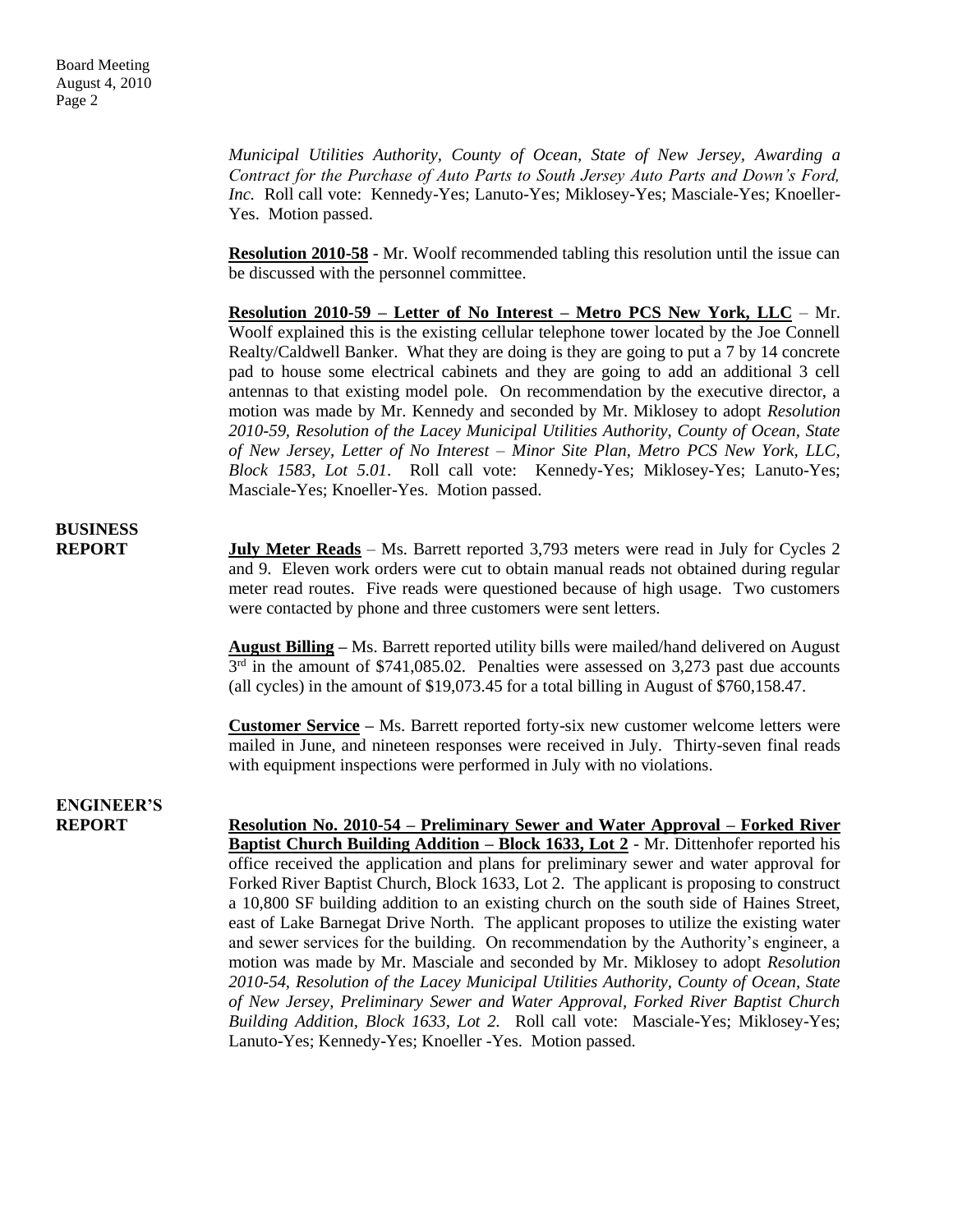*Municipal Utilities Authority, County of Ocean, State of New Jersey, Awarding a Contract for the Purchase of Auto Parts to South Jersey Auto Parts and Down's Ford, Inc.* Roll call vote: Kennedy-Yes; Lanuto-Yes; Miklosey-Yes; Masciale-Yes; Knoeller-Yes. Motion passed.

**Resolution 2010-58** - Mr. Woolf recommended tabling this resolution until the issue can be discussed with the personnel committee.

**Resolution 2010-59 – Letter of No Interest – Metro PCS New York, LLC** – Mr. Woolf explained this is the existing cellular telephone tower located by the Joe Connell Realty/Caldwell Banker. What they are doing is they are going to put a 7 by 14 concrete pad to house some electrical cabinets and they are going to add an additional 3 cell antennas to that existing model pole. On recommendation by the executive director, a motion was made by Mr. Kennedy and seconded by Mr. Miklosey to adopt *Resolution 2010-59, Resolution of the Lacey Municipal Utilities Authority, County of Ocean, State of New Jersey, Letter of No Interest – Minor Site Plan, Metro PCS New York, LLC, Block 1583, Lot 5.01.* Roll call vote: Kennedy-Yes; Miklosey-Yes; Lanuto-Yes; Masciale-Yes; Knoeller-Yes. Motion passed.

## BUSINESS REPORT

**July Meter Reads** – Ms. Barrett reported 3,793 meters were read in July for Cycles 2 and 9. Eleven work orders were cut to obtain manual reads not obtained during regular meter read routes. Five reads were questioned because of high usage. Two customers were contacted by phone and three customers were sent letters.

**August Billing** – Ms. Barrett reported utility bills were mailed/hand delivered on August 3rd in the amount of $741,085.02. Penalties were assessed on 3,273 past due accounts (all cycles) in the amount of $19,073.45 for a total billing in August of $760,158.47.

**Customer Service** – Ms. Barrett reported forty-six new customer welcome letters were mailed in June, and nineteen responses were received in July. Thirty-seven final reads with equipment inspections were performed in July with no violations.

## ENGINEER'S REPORT

**Resolution No. 2010-54 – Preliminary Sewer and Water Approval – Forked River Baptist Church Building Addition – Block 1633, Lot 2** - Mr. Dittenhofer reported his office received the application and plans for preliminary sewer and water approval for Forked River Baptist Church, Block 1633, Lot 2. The applicant is proposing to construct a 10,800 SF building addition to an existing church on the south side of Haines Street, east of Lake Barnegat Drive North. The applicant proposes to utilize the existing water and sewer services for the building. On recommendation by the Authority's engineer, a motion was made by Mr. Masciale and seconded by Mr. Miklosey to adopt *Resolution 2010-54, Resolution of the Lacey Municipal Utilities Authority, County of Ocean, State of New Jersey, Preliminary Sewer and Water Approval, Forked River Baptist Church Building Addition, Block 1633, Lot 2.* Roll call vote: Masciale-Yes; Miklosey-Yes; Lanuto-Yes; Kennedy-Yes; Knoeller -Yes. Motion passed.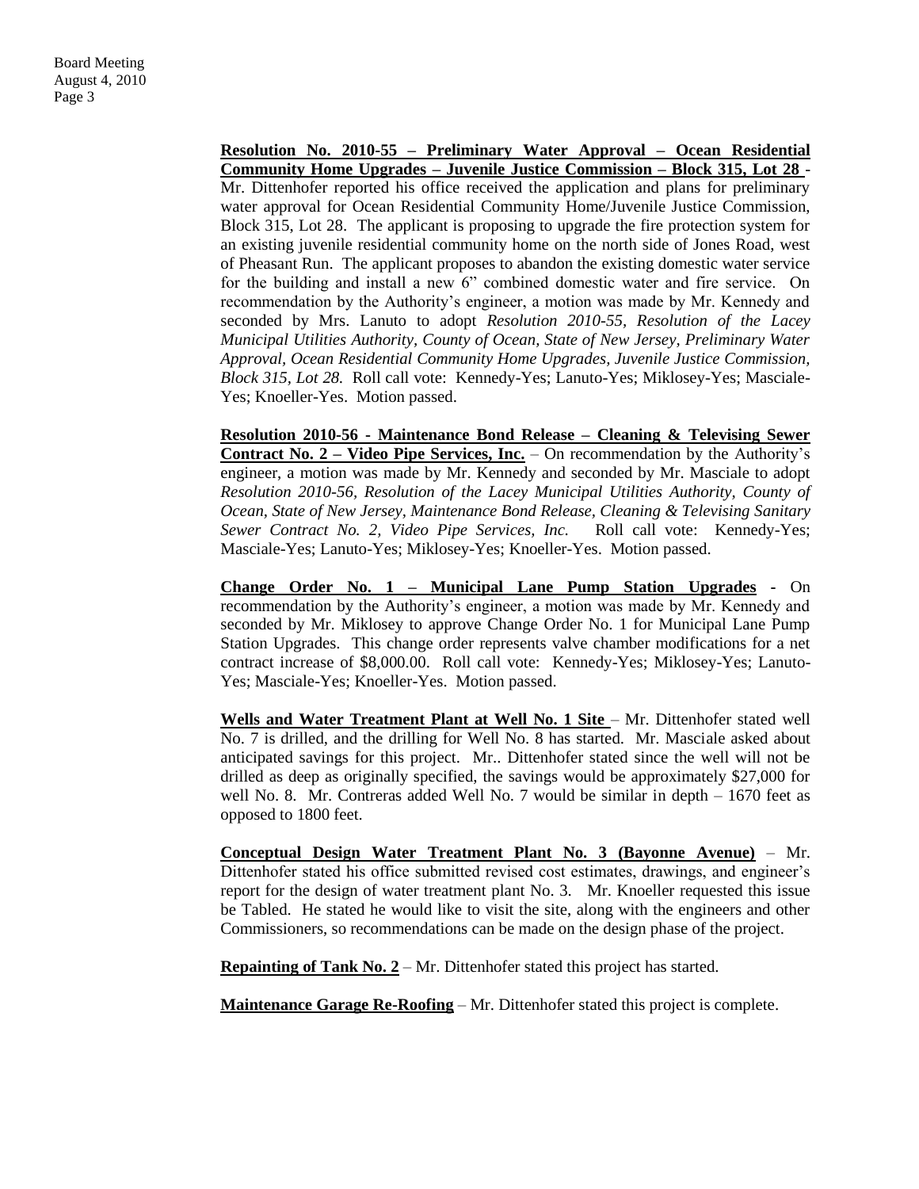**Resolution No. 2010-55 – Preliminary Water Approval – Ocean Residential Community Home Upgrades – Juvenile Justice Commission – Block 315, Lot 28** - Mr. Dittenhofer reported his office received the application and plans for preliminary water approval for Ocean Residential Community Home/Juvenile Justice Commission, Block 315, Lot 28. The applicant is proposing to upgrade the fire protection system for an existing juvenile residential community home on the north side of Jones Road, west of Pheasant Run. The applicant proposes to abandon the existing domestic water service for the building and install a new 6" combined domestic water and fire service. On recommendation by the Authority's engineer, a motion was made by Mr. Kennedy and seconded by Mrs. Lanuto to adopt *Resolution 2010-55, Resolution of the Lacey Municipal Utilities Authority, County of Ocean, State of New Jersey, Preliminary Water Approval, Ocean Residential Community Home Upgrades, Juvenile Justice Commission, Block 315, Lot 28.* Roll call vote: Kennedy-Yes; Lanuto-Yes; Miklosey-Yes; Masciale-Yes; Knoeller-Yes. Motion passed.

**Resolution 2010-56 - Maintenance Bond Release – Cleaning & Televising Sewer Contract No. 2 – Video Pipe Services, Inc.** – On recommendation by the Authority's engineer, a motion was made by Mr. Kennedy and seconded by Mr. Masciale to adopt *Resolution 2010-56, Resolution of the Lacey Municipal Utilities Authority, County of Ocean, State of New Jersey, Maintenance Bond Release, Cleaning & Televising Sanitary Sewer Contract No. 2, Video Pipe Services, Inc.* Roll call vote: Kennedy-Yes; Masciale-Yes; Lanuto-Yes; Miklosey-Yes; Knoeller-Yes. Motion passed.

**Change Order No. 1 – Municipal Lane Pump Station Upgrades** - On recommendation by the Authority's engineer, a motion was made by Mr. Kennedy and seconded by Mr. Miklosey to approve Change Order No. 1 for Municipal Lane Pump Station Upgrades. This change order represents valve chamber modifications for a net contract increase of $8,000.00. Roll call vote: Kennedy-Yes; Miklosey-Yes; Lanuto-Yes; Masciale-Yes; Knoeller-Yes. Motion passed.

**Wells and Water Treatment Plant at Well No. 1 Site** – Mr. Dittenhofer stated well No. 7 is drilled, and the drilling for Well No. 8 has started. Mr. Masciale asked about anticipated savings for this project. Mr.. Dittenhofer stated since the well will not be drilled as deep as originally specified, the savings would be approximately $27,000 for well No. 8. Mr. Contreras added Well No. 7 would be similar in depth – 1670 feet as opposed to 1800 feet.

**Conceptual Design Water Treatment Plant No. 3 (Bayonne Avenue)** – Mr. Dittenhofer stated his office submitted revised cost estimates, drawings, and engineer's report for the design of water treatment plant No. 3. Mr. Knoeller requested this issue be Tabled. He stated he would like to visit the site, along with the engineers and other Commissioners, so recommendations can be made on the design phase of the project.

**Repainting of Tank No. 2** – Mr. Dittenhofer stated this project has started.

**Maintenance Garage Re-Roofing** – Mr. Dittenhofer stated this project is complete.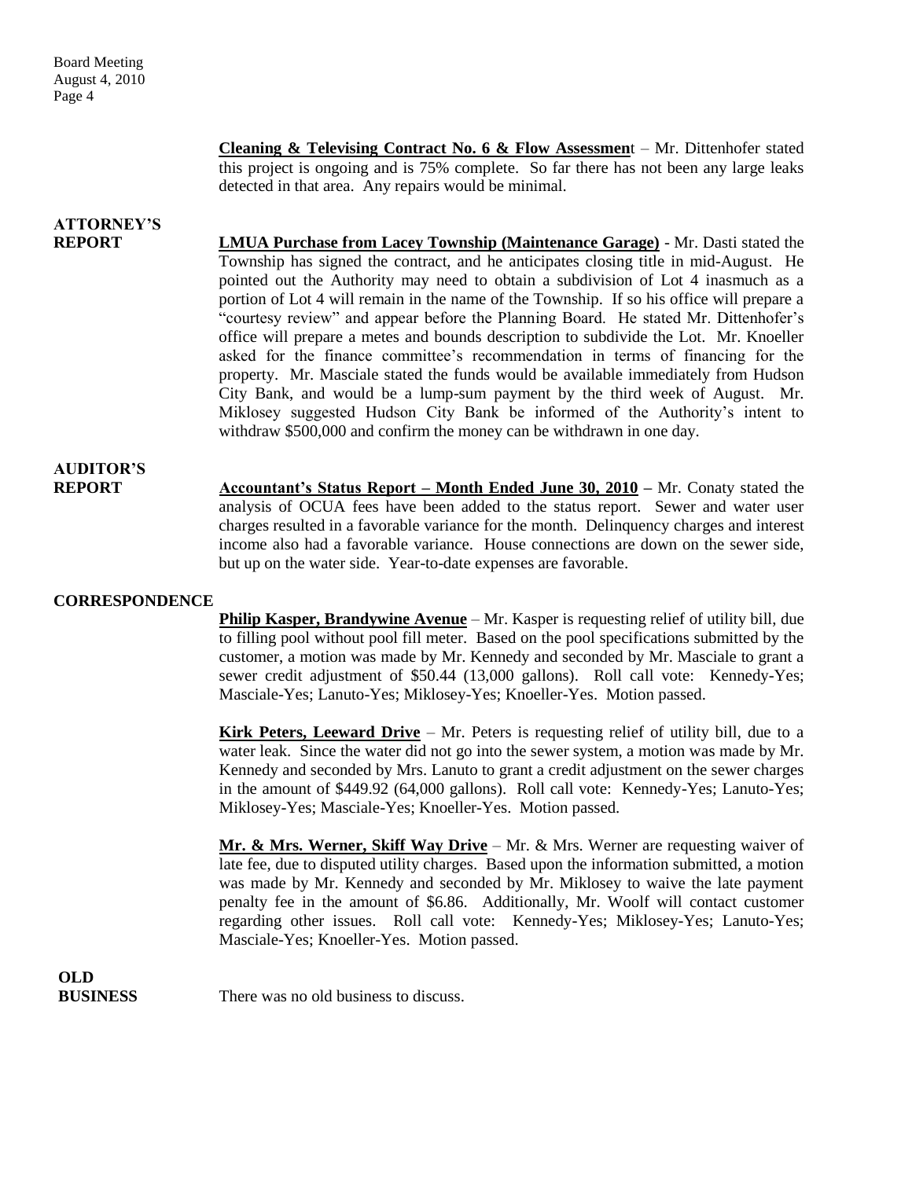**Cleaning & Televising Contract No. 6 & Flow Assessment** – Mr. Dittenhofer stated this project is ongoing and is 75% complete. So far there has not been any large leaks detected in that area. Any repairs would be minimal.

**ATTORNEY'S REPORT**

**LMUA Purchase from Lacey Township (Maintenance Garage)** - Mr. Dasti stated the Township has signed the contract, and he anticipates closing title in mid-August. He pointed out the Authority may need to obtain a subdivision of Lot 4 inasmuch as a portion of Lot 4 will remain in the name of the Township. If so his office will prepare a "courtesy review" and appear before the Planning Board. He stated Mr. Dittenhofer's office will prepare a metes and bounds description to subdivide the Lot. Mr. Knoeller asked for the finance committee's recommendation in terms of financing for the property. Mr. Masciale stated the funds would be available immediately from Hudson City Bank, and would be a lump-sum payment by the third week of August. Mr. Miklosey suggested Hudson City Bank be informed of the Authority's intent to withdraw $500,000 and confirm the money can be withdrawn in one day.

**AUDITOR'S REPORT**

**Accountant's Status Report – Month Ended June 30, 2010 –** Mr. Conaty stated the analysis of OCUA fees have been added to the status report. Sewer and water user charges resulted in a favorable variance for the month. Delinquency charges and interest income also had a favorable variance. House connections are down on the sewer side, but up on the water side. Year-to-date expenses are favorable.

**CORRESPONDENCE**

**Philip Kasper, Brandywine Avenue** – Mr. Kasper is requesting relief of utility bill, due to filling pool without pool fill meter. Based on the pool specifications submitted by the customer, a motion was made by Mr. Kennedy and seconded by Mr. Masciale to grant a sewer credit adjustment of $50.44 (13,000 gallons). Roll call vote: Kennedy-Yes; Masciale-Yes; Lanuto-Yes; Miklosey-Yes; Knoeller-Yes. Motion passed.

**Kirk Peters, Leeward Drive** – Mr. Peters is requesting relief of utility bill, due to a water leak. Since the water did not go into the sewer system, a motion was made by Mr. Kennedy and seconded by Mrs. Lanuto to grant a credit adjustment on the sewer charges in the amount of $449.92 (64,000 gallons). Roll call vote: Kennedy-Yes; Lanuto-Yes; Miklosey-Yes; Masciale-Yes; Knoeller-Yes. Motion passed.

**Mr. & Mrs. Werner, Skiff Way Drive** – Mr. & Mrs. Werner are requesting waiver of late fee, due to disputed utility charges. Based upon the information submitted, a motion was made by Mr. Kennedy and seconded by Mr. Miklosey to waive the late payment penalty fee in the amount of $6.86. Additionally, Mr. Woolf will contact customer regarding other issues. Roll call vote: Kennedy-Yes; Miklosey-Yes; Lanuto-Yes; Masciale-Yes; Knoeller-Yes. Motion passed.

**OLD BUSINESS**

There was no old business to discuss.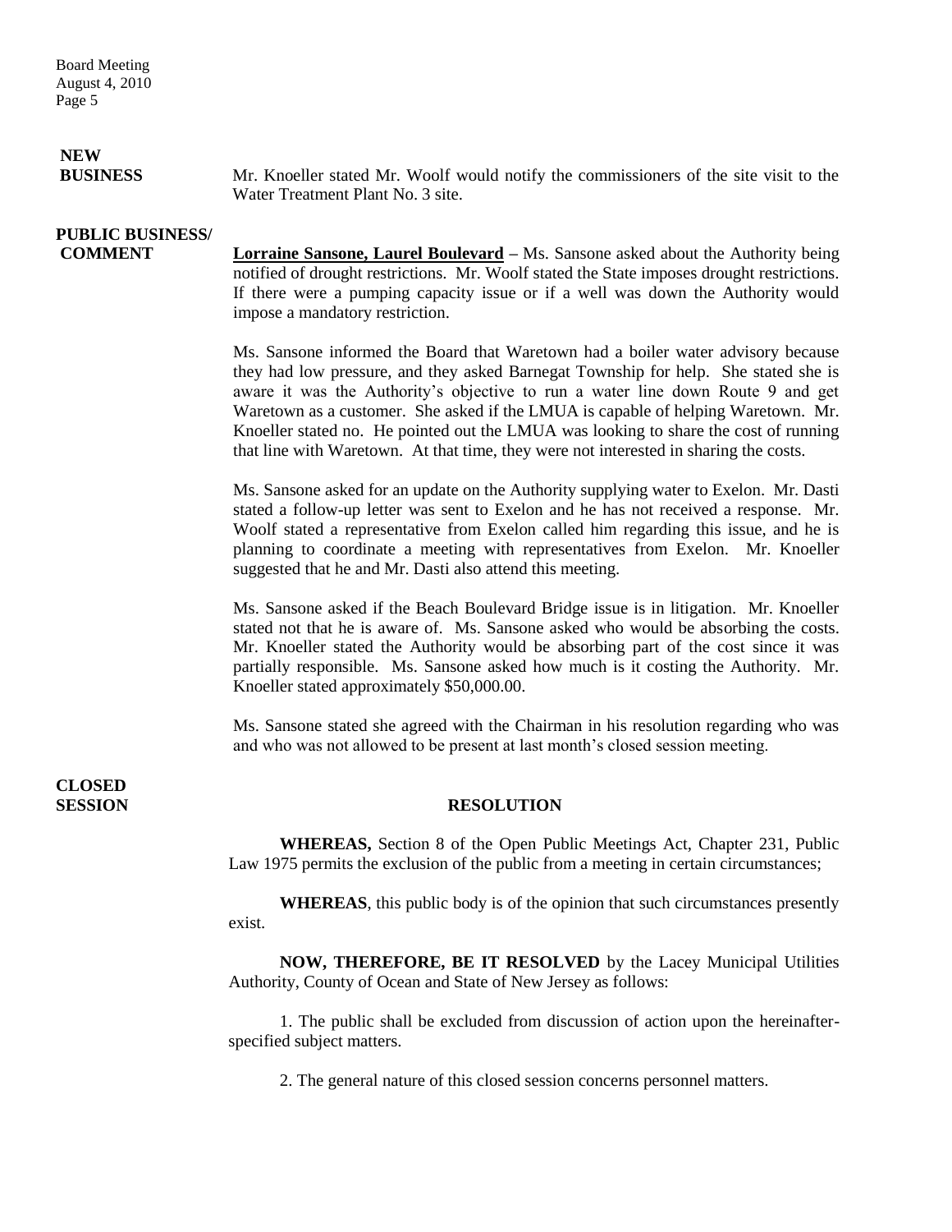**NEW BUSINESS**

Mr. Knoeller stated Mr. Woolf would notify the commissioners of the site visit to the Water Treatment Plant No. 3 site.

**PUBLIC BUSINESS/ COMMENT**

**Lorraine Sansone, Laurel Boulevard** – Ms. Sansone asked about the Authority being notified of drought restrictions. Mr. Woolf stated the State imposes drought restrictions. If there were a pumping capacity issue or if a well was down the Authority would impose a mandatory restriction.

Ms. Sansone informed the Board that Waretown had a boiler water advisory because they had low pressure, and they asked Barnegat Township for help. She stated she is aware it was the Authority's objective to run a water line down Route 9 and get Waretown as a customer. She asked if the LMUA is capable of helping Waretown. Mr. Knoeller stated no. He pointed out the LMUA was looking to share the cost of running that line with Waretown. At that time, they were not interested in sharing the costs.

Ms. Sansone asked for an update on the Authority supplying water to Exelon. Mr. Dasti stated a follow-up letter was sent to Exelon and he has not received a response. Mr. Woolf stated a representative from Exelon called him regarding this issue, and he is planning to coordinate a meeting with representatives from Exelon. Mr. Knoeller suggested that he and Mr. Dasti also attend this meeting.

Ms. Sansone asked if the Beach Boulevard Bridge issue is in litigation. Mr. Knoeller stated not that he is aware of. Ms. Sansone asked who would be absorbing the costs. Mr. Knoeller stated the Authority would be absorbing part of the cost since it was partially responsible. Ms. Sansone asked how much is it costing the Authority. Mr. Knoeller stated approximately $50,000.00.

Ms. Sansone stated she agreed with the Chairman in his resolution regarding who was and who was not allowed to be present at last month's closed session meeting.

**CLOSED SESSION**

**RESOLUTION**

**WHEREAS,** Section 8 of the Open Public Meetings Act, Chapter 231, Public Law 1975 permits the exclusion of the public from a meeting in certain circumstances;

**WHEREAS**, this public body is of the opinion that such circumstances presently exist.

**NOW, THEREFORE, BE IT RESOLVED** by the Lacey Municipal Utilities Authority, County of Ocean and State of New Jersey as follows:

1. The public shall be excluded from discussion of action upon the hereinafter-specified subject matters.

2. The general nature of this closed session concerns personnel matters.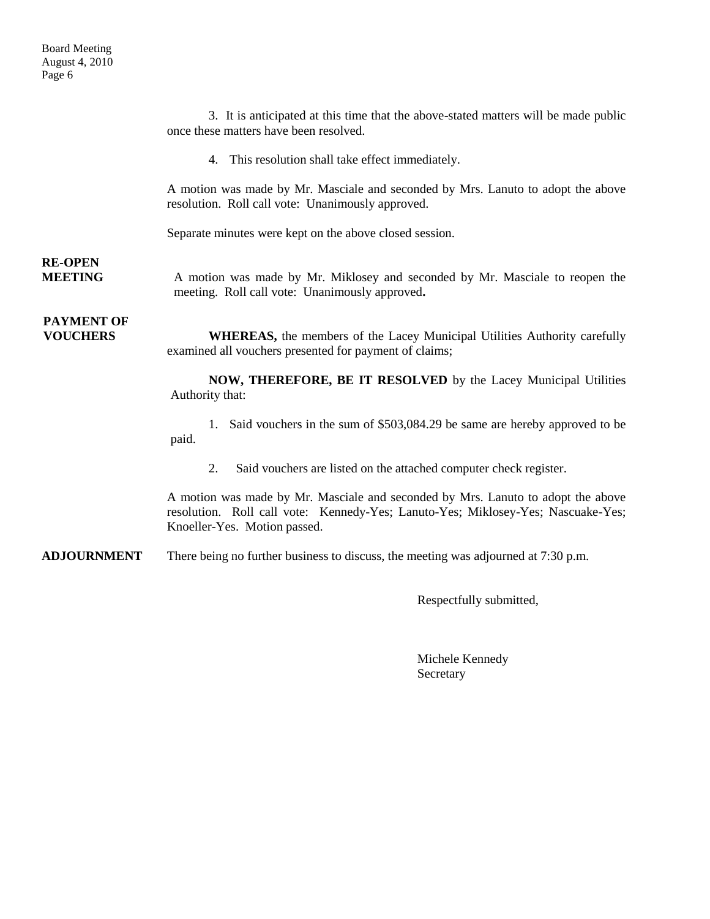3. It is anticipated at this time that the above-stated matters will be made public once these matters have been resolved.

4. This resolution shall take effect immediately.

A motion was made by Mr. Masciale and seconded by Mrs. Lanuto to adopt the above resolution. Roll call vote: Unanimously approved.

Separate minutes were kept on the above closed session.

**RE-OPEN MEETING**

A motion was made by Mr. Miklosey and seconded by Mr. Masciale to reopen the meeting. Roll call vote: Unanimously approved**.**

**PAYMENT OF VOUCHERS**

**WHEREAS,** the members of the Lacey Municipal Utilities Authority carefully examined all vouchers presented for payment of claims;

**NOW, THEREFORE, BE IT RESOLVED** by the Lacey Municipal Utilities Authority that:

1. Said vouchers in the sum of $503,084.29 be same are hereby approved to be paid.

2. Said vouchers are listed on the attached computer check register.

A motion was made by Mr. Masciale and seconded by Mrs. Lanuto to adopt the above resolution. Roll call vote: Kennedy-Yes; Lanuto-Yes; Miklosey-Yes; Nascuake-Yes; Knoeller-Yes. Motion passed.

**ADJOURNMENT**

There being no further business to discuss, the meeting was adjourned at 7:30 p.m.

Respectfully submitted,

Michele Kennedy
Secretary